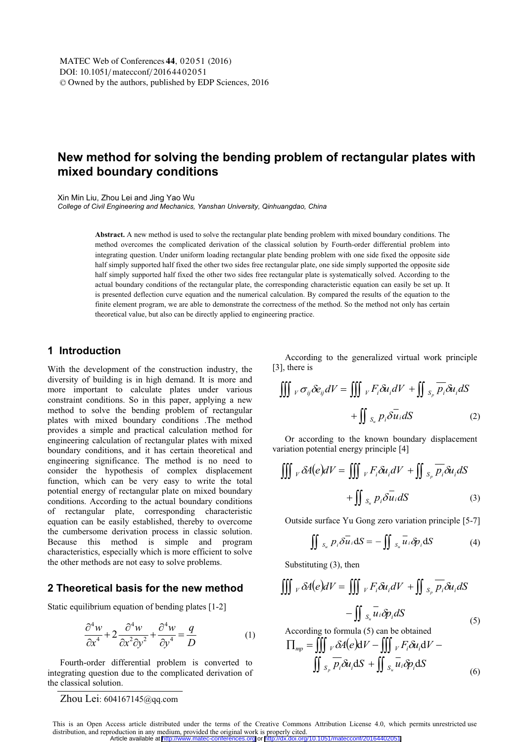# New method for solving the bending problem of rectangular plates with mixed boundary conditions

Xin Min Liu, Zhou Lei and Jing Yao Wu

*College of Civil Engineering and Mechanics, Yanshan University, Qinhuangdao, China*

**Abstract.** A new method is used to solve the rectangular plate bending problem with mixed boundary conditions. The method overcomes the complicated derivation of the classical solution by Fourth-order differential problem into integrating question. Under uniform loading rectangular plate bending problem with one side fixed the opposite side half simply supported half fixed the other two sides free rectangular plate, one side simply supported the opposite side half simply supported half fixed the other two sides free rectangular plate is systematically solved. According to the actual boundary conditions of the rectangular plate, the corresponding characteristic equation can easily be set up. It is presented deflection curve equation and the numerical calculation. By compared the results of the equation to the finite element program, we are able to demonstrate the correctness of the method. So the method not only has certain theoretical value, but also can be directly applied to engineering practice.

## 1 Introduction

With the development of the construction industry, the diversity of building is in high demand. It is more and more important to calculate plates under various constraint conditions. So in this paper, applying a new method to solve the bending problem of rectangular plates with mixed boundary conditions .The method provides a simple and practical calculation method for engineering calculation of rectangular plates with mixed boundary conditions, and it has certain theoretical and engineering significance. The method is no need to consider the hypothesis of complex displacement function, which can be very easy to write the total potential energy of rectangular plate on mixed boundary conditions. According to the actual boundary conditions of rectangular plate, corresponding characteristic equation can be easily established, thereby to overcome the cumbersome derivation process in classic solution. Because this method is simple and program characteristics, especially which is more efficient to solve the other methods are not easy to solve problems.

## 2 Theoretical basis for the new method

Static equilibrium equation of bending plates [1-2]

$$\frac{\partial^4 w}{\partial x^4}+2\frac{\partial^4 w}{\partial x^2 \partial y^2}+\frac{\partial^4 w}{\partial y^4}=\frac{q}{D} \tag{1}$$

Fourth-order differential problem is converted to integrating question due to the complicated derivation of the classical solution.

According to the generalized virtual work principle [3], there is

$$\iiint_V \sigma_{ij}\delta e_{ij} dV = \iiint_V F_i \delta u_i dV + \iint_{S_p} \overline{p_i}\delta u_i dS + \iint_{S_u} p_i \delta \overline{u}_i dS \tag{2}$$

Or according to the known boundary displacement variation potential energy principle [4]

$$\iiint_V \delta A(e) dV = \iiint_V F_i \delta u_i dV + \iint_{S_p} \overline{p_i}\delta u_i dS + \iint_{S_u} p_i \delta \overline{u}_i dS \tag{3}$$

Outside surface Yu Gong zero variation principle [5-7]

$$\iint_{S_u} p_i \delta \overline{u}_i \mathrm{d}S = -\iint_{S_u} \overline{u}_i \delta p_i \mathrm{d}S \tag{4}$$

Substituting (3), then

$$\iiint_V \delta A(e) dV = \iiint_V F_i \delta u_i dV + \iint_{S_p} \overline{p_i}\delta u_i dS - \iint_{S_u} \overline{u}_i \delta p_i dS \tag{5}$$

According to formula (5) can be obtained

$$\Pi_{mp} = \iiint_V \delta A(e) \mathrm{d}V - \iiint_V F_i \delta u_i \mathrm{d}V - \iint_{S_p} \overline{p_i}\delta u_i \mathrm{d}S + \iint_{S_u} \overline{u}_i \delta p_i \mathrm{d}S \tag{6}$$

Zhou Lei: 604167145@qq.com

This is an Open Access article distributed under the terms of the Creative Commons Attribution License 4.0, which permits unrestricted use distribution, and reproduction in any medium, provided the original work is properly cited.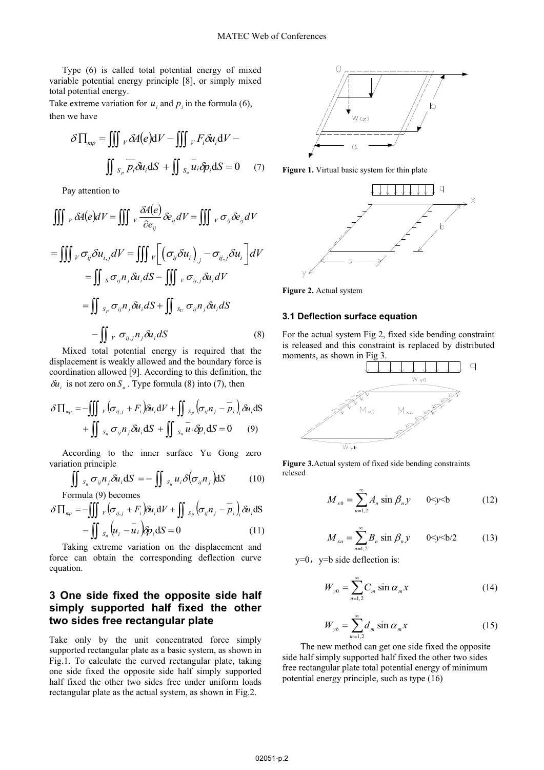Type (6) is called total potential energy of mixed variable potential energy principle [8], or simply mixed total potential energy.

Take extreme variation for $u_i$ and $p_i$ in the formula (6), then we have

$$\delta \prod_{mp} = \iiint_V \delta A(e) \mathrm{d}V - \iiint_V F_i \delta u_i \mathrm{d}V - \iint_{S_p} \overline{p_i} \delta u_i \mathrm{d}S + \iint_{S_u} \overline{u_i} \delta p_i \mathrm{d}S = 0 \quad (7)$$

Pay attention to

$$\iiint_V \delta A(e) dV = \iiint_V \frac{\delta A(e)}{\partial e_{ij}} \delta e_{ij} dV = \iiint_V \sigma_{ij} \delta e_{ij} dV$$

$$= \iiint_V \sigma_{ij} \delta u_{i,j} dV = \iiint_V \left[ \left( \sigma_{ij} \delta u_i \right)_{,j} - \sigma_{ij,j} \delta u_i \right] dV$$

$$= \iint_S \sigma_{ij} n_j \delta u_i dS - \iiint_V \sigma_{ij,j} \delta u_i dV$$

$$= \iint_{S_P} \sigma_{ij} n_j \delta u_i dS + \iint_{S_U} \sigma_{ij} n_j \delta u_i dS$$

$$- \iint_V \sigma_{ij,j} n_j \delta u_i dS \quad (8)$$

Mixed total potential energy is required that the displacement is weakly allowed and the boundary force is coordination allowed [9]. According to this definition, the $\delta u_i$ is not zero on $S_u$. Type formula (8) into (7), then

$$\delta \prod_{mp} = -\iiint_V \left( \sigma_{ij,j} + F_i \right) \delta u_i \mathrm{d}V + \iint_{S_P} \left( \sigma_{ij} n_j - \overline{p}_i \right)_i \delta u_i \mathrm{d}S + \iint_{S_u} \sigma_{ij} n_j \delta u_i \mathrm{d}S + \iint_{S_u} \overline{u}_i \delta p_i \mathrm{d}S = 0 \quad (9)$$

According to the inner surface Yu Gong zero variation principle

$$\iint_{S_u} \sigma_{ij} n_j \delta u_i \mathrm{d}S = -\iint_{S_u} u_i \delta \left( \sigma_{ij} n_j \right) \mathrm{d}S \quad (10)$$

Formula (9) becomes

$$\delta \prod_{mp} = -\iiint_V \left( \sigma_{ij,j} + F_i \right) \delta u_i \mathrm{d}V + \iint_{S_P} \left( \sigma_{ij} n_j - \overline{p}_i \right)_i \delta u_i \mathrm{d}S - \iint_{S_u} \left( u_i - \overline{u}_i \right) \delta p_i \mathrm{d}S = 0 \quad (11)$$

Taking extreme variation on the displacement and force can obtain the corresponding deflection curve equation.

## 3 One side fixed the opposite side half simply supported half fixed the other two sides free rectangular plate

Take only by the unit concentrated force simply supported rectangular plate as a basic system, as shown in Fig.1. To calculate the curved rectangular plate, taking one side fixed the opposite side half simply supported half fixed the other two sides free under uniform loads rectangular plate as the actual system, as shown in Fig.2.

**Figure 1.** Virtual basic system for thin plate

**Figure 2.** Actual system

### 3.1 Deflection surface equation

For the actual system Fig 2, fixed side bending constraint is released and this constraint is replaced by distributed moments, as shown in Fig 3.

**Figure 3.** Actual system of fixed side bending constraints relesed

$$M_{x0} = \sum_{n=1,2}^{\infty} A_n \sin \beta_n y \qquad 0<y<\mathrm{b} \quad (12)$$

$$M_{xa} = \sum_{n=1,2}^{\infty} B_n \sin \beta_n y \qquad 0<y<\mathrm{b}/2 \quad (13)$$

y=0，y=b side deflection is:

$$W_{y0} = \sum_{n=1,2}^{\infty} C_m \sin \alpha_m x \quad (14)$$

$$W_{yb} = \sum_{m=1,2}^{\infty} d_m \sin \alpha_m x \quad (15)$$

The new method can get one side fixed the opposite side half simply supported half fixed the other two sides free rectangular plate total potential energy of minimum potential energy principle, such as type (16)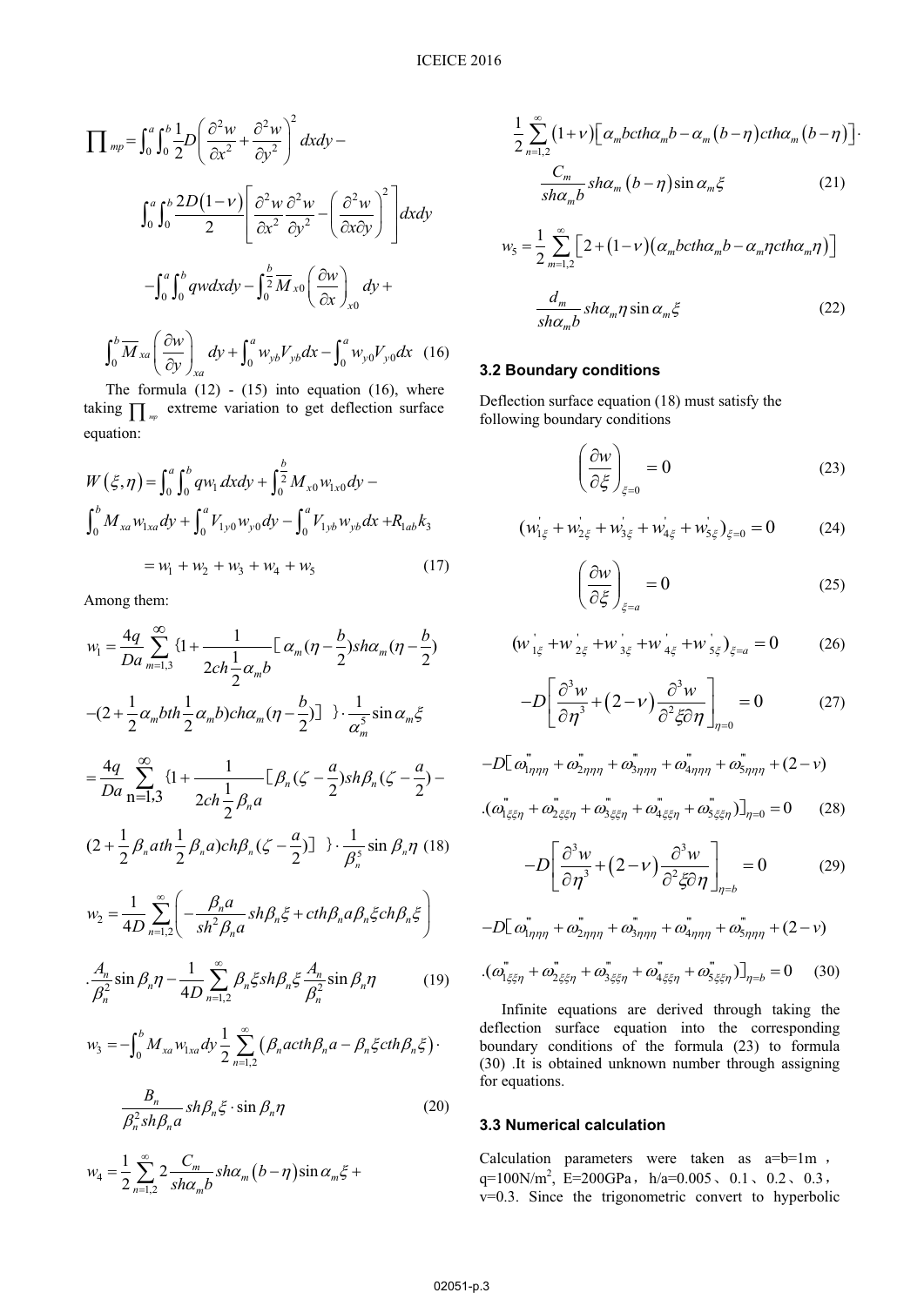$$\prod_{mp} = \int_0^a \int_0^b \frac{1}{2} D \left( \frac{\partial^2 w}{\partial x^2} + \frac{\partial^2 w}{\partial y^2} \right)^2 dxdy -$$

$$\int_0^a \int_0^b \frac{2D(1-\nu)}{2} \left[ \frac{\partial^2 w}{\partial x^2} \frac{\partial^2 w}{\partial y^2} - \left( \frac{\partial^2 w}{\partial x \partial y} \right)^2 \right] dxdy$$

$$-\int_0^a \int_0^b qwdxdy - \int_0^{\frac{b}{2}} \overline{M}_{x0} \left( \frac{\partial w}{\partial x} \right)_{x0} dy +$$

$$\int_0^b \overline{M}_{xa} \left( \frac{\partial w}{\partial y} \right)_{xa} dy + \int_0^a w_{yb} V_{yb} dx - \int_0^a w_{y0} V_{y0} dx \quad (16)$$

The formula (12) - (15) into equation (16), where taking $\prod_{mp}$ extreme variation to get deflection surface equation:

$$W(\xi, \eta) = \int_0^a \int_0^b q w_1 \, dxdy + \int_0^{\frac{b}{2}} M_{x0} w_{1x0} dy -$$

$$\int_0^b M_{xa} w_{1xa} dy + \int_0^a V_{1y0} w_{y0} dy - \int_0^a V_{1yb} w_{yb} dx + R_{1ab} k_3$$

$$= w_1 + w_2 + w_3 + w_4 + w_5 \quad (17)$$

Among them:

$$w_1 = \frac{4q}{Da} \sum_{m=1,3}^{\infty} \{ 1 + \frac{1}{2ch\frac{1}{2}\alpha_m b} [ \alpha_m (\eta - \frac{b}{2}) sh\alpha_m (\eta - \frac{b}{2})$$

$$-(2 + \frac{1}{2}\alpha_m bth\frac{1}{2}\alpha_m b) ch\alpha_m (\eta - \frac{b}{2}) ] \} \cdot \frac{1}{\alpha_m^5} \sin \alpha_m \xi$$

$$= \frac{4q}{Da} \sum_{n=1,3}^{\infty} \{ 1 + \frac{1}{2ch\frac{1}{2}\beta_n a} [ \beta_n (\zeta - \frac{a}{2}) sh\beta_n (\zeta - \frac{a}{2}) -$$

$$(2 + \frac{1}{2}\beta_n ath\frac{1}{2}\beta_n a) ch\beta_n (\zeta - \frac{a}{2}) ] \} \cdot \frac{1}{\beta_n^5} \sin \beta_n \eta \quad (18)$$

$$w_2 = \frac{1}{4D} \sum_{n=1,2}^{\infty} \left( -\frac{\beta_n a}{sh^2 \beta_n a} sh\beta_n \xi + cth\beta_n a \beta_n \xi ch\beta_n \xi \right)$$

$$\cdot \frac{A_n}{\beta_n^2} \sin \beta_n \eta - \frac{1}{4D} \sum_{n=1,2}^{\infty} \beta_n \xi sh\beta_n \xi \frac{A_n}{\beta_n^2} \sin \beta_n \eta \quad (19)$$

$$w_3 = -\int_0^b M_{xa} w_{1xa} dy \frac{1}{2} \sum_{n=1,2}^{\infty} \left( \beta_n acth\beta_n a - \beta_n \xi cth\beta_n \xi \right) \cdot$$

$$\frac{B_n}{\beta_n^2 sh\beta_n a} sh\beta_n \xi \cdot \sin \beta_n \eta \quad (20)$$

$$w_4 = \frac{1}{2} \sum_{n=1,2}^{\infty} 2 \frac{C_m}{sh\alpha_m b} sh\alpha_m (b - \eta) \sin \alpha_m \xi +$$

$$\frac{1}{2} \sum_{n=1,2}^{\infty} (1+\nu) \left[ \alpha_m bcth\alpha_m b - \alpha_m (b-\eta) cth\alpha_m (b-\eta) \right] \cdot$$

$$\frac{C_m}{sh\alpha_m b} sh\alpha_m (b-\eta) \sin \alpha_m \xi \quad (21)$$

$$w_5 = \frac{1}{2} \sum_{m=1,2}^{\infty} \left[ 2 + (1-\nu)(\alpha_m bcth\alpha_m b - \alpha_m \eta cth\alpha_m \eta) \right]$$

$$\frac{d_m}{sh\alpha_m b} sh\alpha_m \eta \sin \alpha_m \xi \quad (22)$$

### 3.2 Boundary conditions

Deflection surface equation (18) must satisfy the following boundary conditions

$$\left( \frac{\partial w}{\partial \xi} \right)_{\xi=0} = 0 \quad (23)$$

$$(w'_{1\xi} + w'_{2\xi} + w'_{3\xi} + w'_{4\xi} + w'_{5\xi})_{\xi=0} = 0 \quad (24)$$

$$\left( \frac{\partial w}{\partial \xi} \right)_{\xi=a} = 0 \quad (25)$$

$$(w'_{1\xi} + w'_{2\xi} + w'_{3\xi} + w'_{4\xi} + w'_{5\xi})_{\xi=a} = 0 \quad (26)$$

$$-D\left[ \frac{\partial^3 w}{\partial \eta^3} + (2-\nu) \frac{\partial^3 w}{\partial^2 \xi \partial \eta} \right]_{\eta=0} = 0 \quad (27)$$

$$-D[\omega'''_{1\eta\eta\eta} + \omega'''_{2\eta\eta\eta} + \omega'''_{3\eta\eta\eta} + \omega'''_{4\eta\eta\eta} + \omega'''_{5\eta\eta\eta} + (2-\nu)$$

$$.(\omega'''_{1\xi\xi\eta} + \omega'''_{2\xi\xi\eta} + \omega'''_{3\xi\xi\eta} + \omega'''_{4\xi\xi\eta} + \omega'''_{5\xi\xi\eta})]_{\eta=0} = 0 \quad (28)$$

$$-D\left[ \frac{\partial^3 w}{\partial \eta^3} + (2-\nu) \frac{\partial^3 w}{\partial^2 \xi \partial \eta} \right]_{\eta=b} = 0 \quad (29)$$

$$-D[\omega'''_{1\eta\eta\eta} + \omega'''_{2\eta\eta\eta} + \omega'''_{3\eta\eta\eta} + \omega'''_{4\eta\eta\eta} + \omega'''_{5\eta\eta\eta} + (2-\nu)$$

$$.(\omega'''_{1\xi\xi\eta} + \omega'''_{2\xi\xi\eta} + \omega'''_{3\xi\xi\eta} + \omega'''_{4\xi\xi\eta} + \omega'''_{5\xi\xi\eta})]_{\eta=b} = 0 \quad (30)$$

Infinite equations are derived through taking the deflection surface equation into the corresponding boundary conditions of the formula (23) to formula (30) .It is obtained unknown number through assigning for equations.

### 3.3 Numerical calculation

Calculation parameters were taken as a=b=1m， q=100N/m$^2$, E=200GPa，h/a=0.005、0.1、0.2、0.3，v=0.3. Since the trigonometric convert to hyperbolic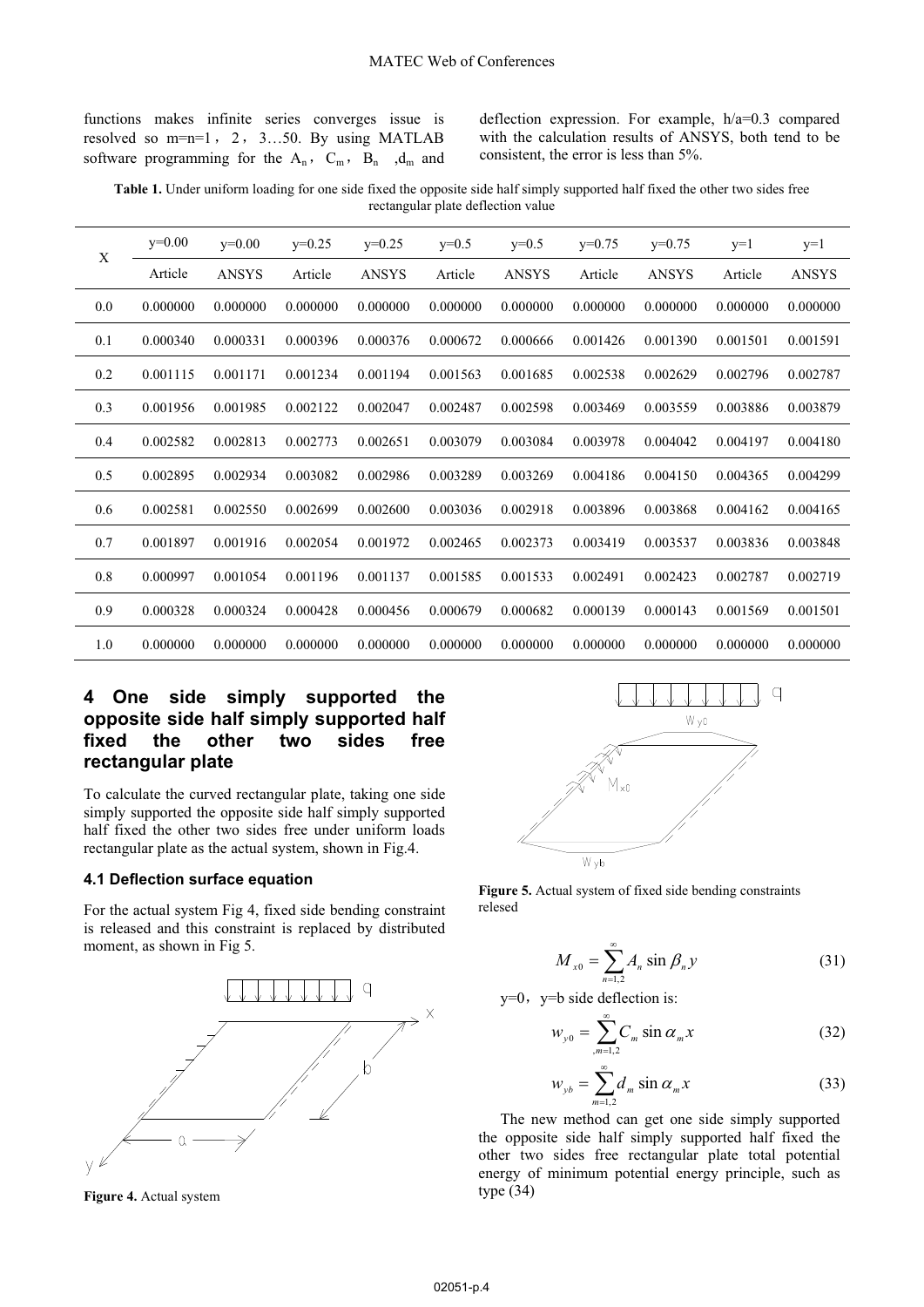functions makes infinite series converges issue is resolved so m=n=1，2，3…50. By using MATLAB software programming for the $A_n$，$C_m$，$B_n$ ，$d_m$ and deflection expression. For example, h/a=0.3 compared with the calculation results of ANSYS, both tend to be consistent, the error is less than 5%.

**Table 1.** Under uniform loading for one side fixed the opposite side half simply supported half fixed the other two sides free rectangular plate deflection value

| X | y=0.00 | y=0.00 | y=0.25 | y=0.25 | y=0.5 | y=0.5 | y=0.75 | y=0.75 | y=1 | y=1 |
|---|---|---|---|---|---|---|---|---|---|---|
| | Article | ANSYS | Article | ANSYS | Article | ANSYS | Article | ANSYS | Article | ANSYS |
| 0.0 | 0.000000 | 0.000000 | 0.000000 | 0.000000 | 0.000000 | 0.000000 | 0.000000 | 0.000000 | 0.000000 | 0.000000 |
| 0.1 | 0.000340 | 0.000331 | 0.000396 | 0.000376 | 0.000672 | 0.000666 | 0.001426 | 0.001390 | 0.001501 | 0.001591 |
| 0.2 | 0.001115 | 0.001171 | 0.001234 | 0.001194 | 0.001563 | 0.001685 | 0.002538 | 0.002629 | 0.002796 | 0.002787 |
| 0.3 | 0.001956 | 0.001985 | 0.002122 | 0.002047 | 0.002487 | 0.002598 | 0.003469 | 0.003559 | 0.003886 | 0.003879 |
| 0.4 | 0.002582 | 0.002813 | 0.002773 | 0.002651 | 0.003079 | 0.003084 | 0.003978 | 0.004042 | 0.004197 | 0.004180 |
| 0.5 | 0.002895 | 0.002934 | 0.003082 | 0.002986 | 0.003289 | 0.003269 | 0.004186 | 0.004150 | 0.004365 | 0.004299 |
| 0.6 | 0.002581 | 0.002550 | 0.002699 | 0.002600 | 0.003036 | 0.002918 | 0.003896 | 0.003868 | 0.004162 | 0.004165 |
| 0.7 | 0.001897 | 0.001916 | 0.002054 | 0.001972 | 0.002465 | 0.002373 | 0.003419 | 0.003537 | 0.003836 | 0.003848 |
| 0.8 | 0.000997 | 0.001054 | 0.001196 | 0.001137 | 0.001585 | 0.001533 | 0.002491 | 0.002423 | 0.002787 | 0.002719 |
| 0.9 | 0.000328 | 0.000324 | 0.000428 | 0.000456 | 0.000679 | 0.000682 | 0.000139 | 0.000143 | 0.001569 | 0.001501 |
| 1.0 | 0.000000 | 0.000000 | 0.000000 | 0.000000 | 0.000000 | 0.000000 | 0.000000 | 0.000000 | 0.000000 | 0.000000 |

## 4 One side simply supported the opposite side half simply supported half fixed the other two sides free rectangular plate

To calculate the curved rectangular plate, taking one side simply supported the opposite side half simply supported half fixed the other two sides free under uniform loads rectangular plate as the actual system, shown in Fig.4.

### 4.1 Deflection surface equation

For the actual system Fig 4, fixed side bending constraint is released and this constraint is replaced by distributed moment, as shown in Fig 5.

**Figure 4.** Actual system

**Figure 5.** Actual system of fixed side bending constraints relesed

$$M_{x0} = \sum_{n=1,2}^{\infty} A_n \sin \beta_n y \tag{31}$$

y=0，y=b side deflection is:

$$w_{y0} = \sum_{,m=1,2}^{\infty} C_m \sin \alpha_m x \tag{32}$$

$$w_{yb} = \sum_{m=1,2}^{\infty} d_m \sin \alpha_m x \tag{33}$$

The new method can get one side simply supported the opposite side half simply supported half fixed the other two sides free rectangular plate total potential energy of minimum potential energy principle, such as type (34)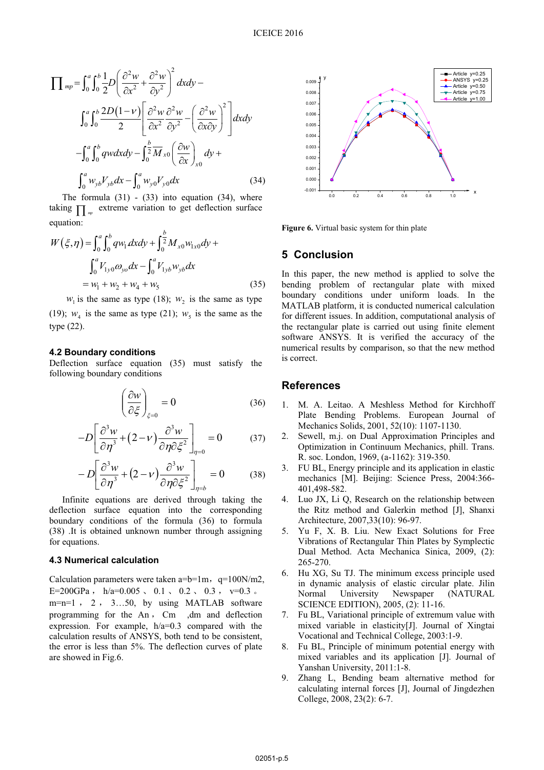$$\prod_{mp} = \int_0^a \int_0^b \frac{1}{2} D \left( \frac{\partial^2 w}{\partial x^2} + \frac{\partial^2 w}{\partial y^2} \right)^2 dxdy - \int_0^a \int_0^b \frac{2D(1-\nu)}{2} \left[ \frac{\partial^2 w}{\partial x^2} \frac{\partial^2 w}{\partial y^2} - \left( \frac{\partial^2 w}{\partial x \partial y} \right)^2 \right] dxdy - \int_0^a \int_0^b qwdxdy - \int_0^{\frac{b}{2}} \overline{M}_{x0} \left( \frac{\partial w}{\partial x} \right)_{x0} dy + \int_0^a w_{yb} V_{yb} dx - \int_0^a w_{y0} V_{y0} dx \tag{34}$$

The formula (31) - (33) into equation (34), where taking $\prod_{mp}$ extreme variation to get deflection surface equation:

$$W(\xi,\eta) = \int_0^a \int_0^b q w_1 dxdy + \int_0^{\frac{b}{2}} M_{x0} w_{1x0} dy + \int_0^a V_{1y0} \omega_{yo} dx - \int_0^a V_{1yb} w_{yb} dx = w_1 + w_2 + w_4 + w_5 \tag{35}$$

$w_1$ is the same as type (18); $w_2$ is the same as type (19); $w_4$ is the same as type (21); $w_5$ is the same as the type (22).

### 4.2 Boundary conditions

Deflection surface equation (35) must satisfy the following boundary conditions

$$\left( \frac{\partial w}{\partial \xi} \right)_{\xi=0} = 0 \tag{36}$$

$$-D \left[ \frac{\partial^3 w}{\partial \eta^3} + (2-\nu) \frac{\partial^3 w}{\partial \eta \partial \xi^2} \right]_{\eta=0} = 0 \tag{37}$$

$$-D \left[ \frac{\partial^3 w}{\partial \eta^3} + (2-\nu) \frac{\partial^3 w}{\partial \eta \partial \xi^2} \right]_{\eta=b} = 0 \tag{38}$$

Infinite equations are derived through taking the deflection surface equation into the corresponding boundary conditions of the formula (36) to formula (38) .It is obtained unknown number through assigning for equations.

### 4.3 Numerical calculation

Calculation parameters were taken a=b=1m，q=100N/m2, E=200GPa， h/a=0.005 、 0.1 、 0.2 、 0.3， v=0.3 。 m=n=1， 2， 3…50, by using MATLAB software programming for the An， Cm ,dm and deflection expression. For example, h/a=0.3 compared with the calculation results of ANSYS, both tend to be consistent, the error is less than 5%. The deflection curves of plate are showed in Fig.6.

y
0.009
0.008
0.007
0.006
0.005
0.004
0.003
0.002
0.001
0.000
-0.001
0.0
0.2
0.4
0.6
0.8
1.0
x
Article y=0.25
ANSYS y=0.25
Article y=0.50
Article y=0.75
Article y=1.00

**Figure 6.** Virtual basic system for thin plate

## 5 Conclusion

In this paper, the new method is applied to solve the bending problem of rectangular plate with mixed boundary conditions under uniform loads. In the MATLAB platform, it is conducted numerical calculation for different issues. In addition, computational analysis of the rectangular plate is carried out using finite element software ANSYS. It is verified the accuracy of the numerical results by comparison, so that the new method is correct.

## References

1. M. A. Leitao. A Meshless Method for Kirchhoff Plate Bending Problems. European Journal of Mechanics Solids, 2001, 52(10): 1107-1130.
2. Sewell, m.j. on Dual Approximation Principles and Optimization in Continuum Mechanics, phill. Trans. R. soc. London, 1969, (a-1162): 319-350.
3. FU BL, Energy principle and its application in elastic mechanics [M]. Beijing: Science Press, 2004:366-401,498-582.
4. Luo JX, Li Q, Research on the relationship between the Ritz method and Galerkin method [J], Shanxi Architecture, 2007,33(10): 96-97.
5. Yu F, X. B. Liu. New Exact Solutions for Free Vibrations of Rectangular Thin Plates by Symplectic Dual Method. Acta Mechanica Sinica, 2009, (2): 265-270.
6. Hu XG, Su TJ. The minimum excess principle used in dynamic analysis of elastic circular plate. Jilin Normal University Newspaper (NATURAL SCIENCE EDITION), 2005, (2): 11-16.
7. Fu BL, Variational principle of extremum value with mixed variable in elasticity[J]. Journal of Xingtai Vocational and Technical College, 2003:1-9.
8. Fu BL, Principle of minimum potential energy with mixed variables and its application [J]. Journal of Yanshan University, 2011:1-8.
9. Zhang L, Bending beam alternative method for calculating internal forces [J], Journal of Jingdezhen College, 2008, 23(2): 6-7.